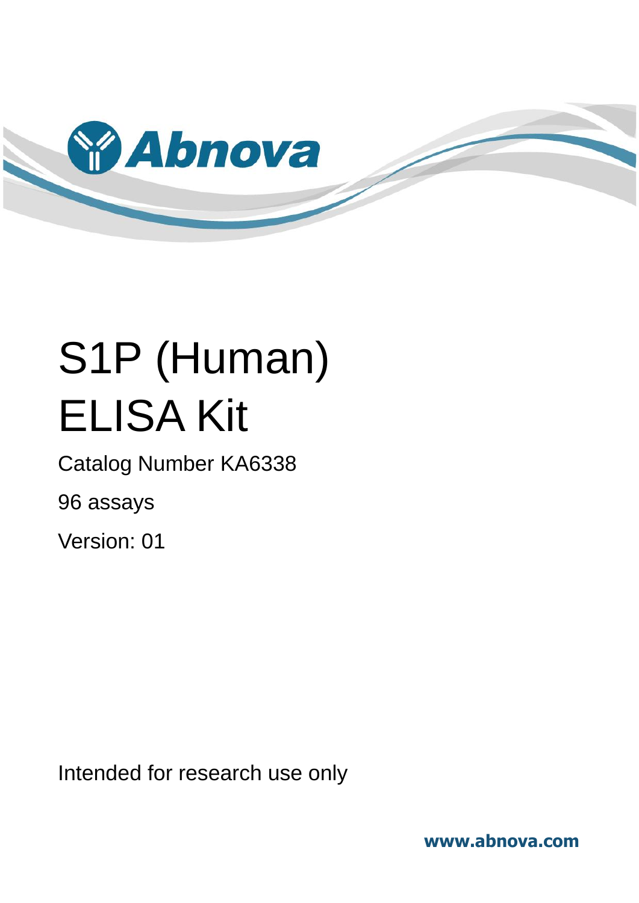Abnova

# S1P (Human) ELISA Kit

Catalog Number KA6338

96 assays

Version: 01

Intended for research use only

www.abnova.com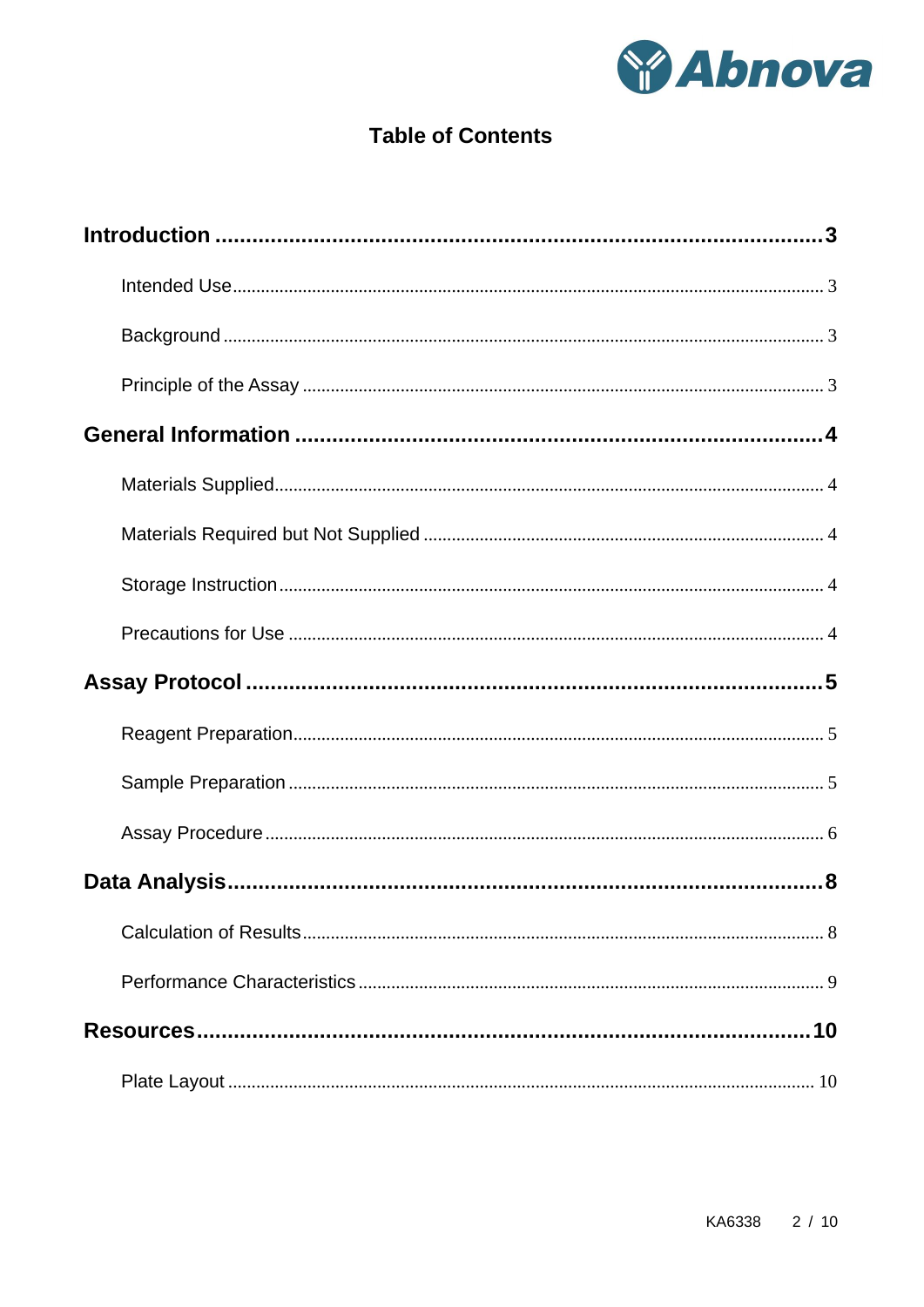# Table of Contents

**Introduction** .......... **3**

- Intended Use .......... 3
- Background .......... 3
- Principle of the Assay .......... 3

**General Information** .......... **4**

- Materials Supplied .......... 4
- Materials Required but Not Supplied .......... 4
- Storage Instruction .......... 4
- Precautions for Use .......... 4

**Assay Protocol** .......... **5**

- Reagent Preparation .......... 5
- Sample Preparation .......... 5
- Assay Procedure .......... 6

**Data Analysis** .......... **8**

- Calculation of Results .......... 8
- Performance Characteristics .......... 9

**Resources** .......... **10**

- Plate Layout .......... 10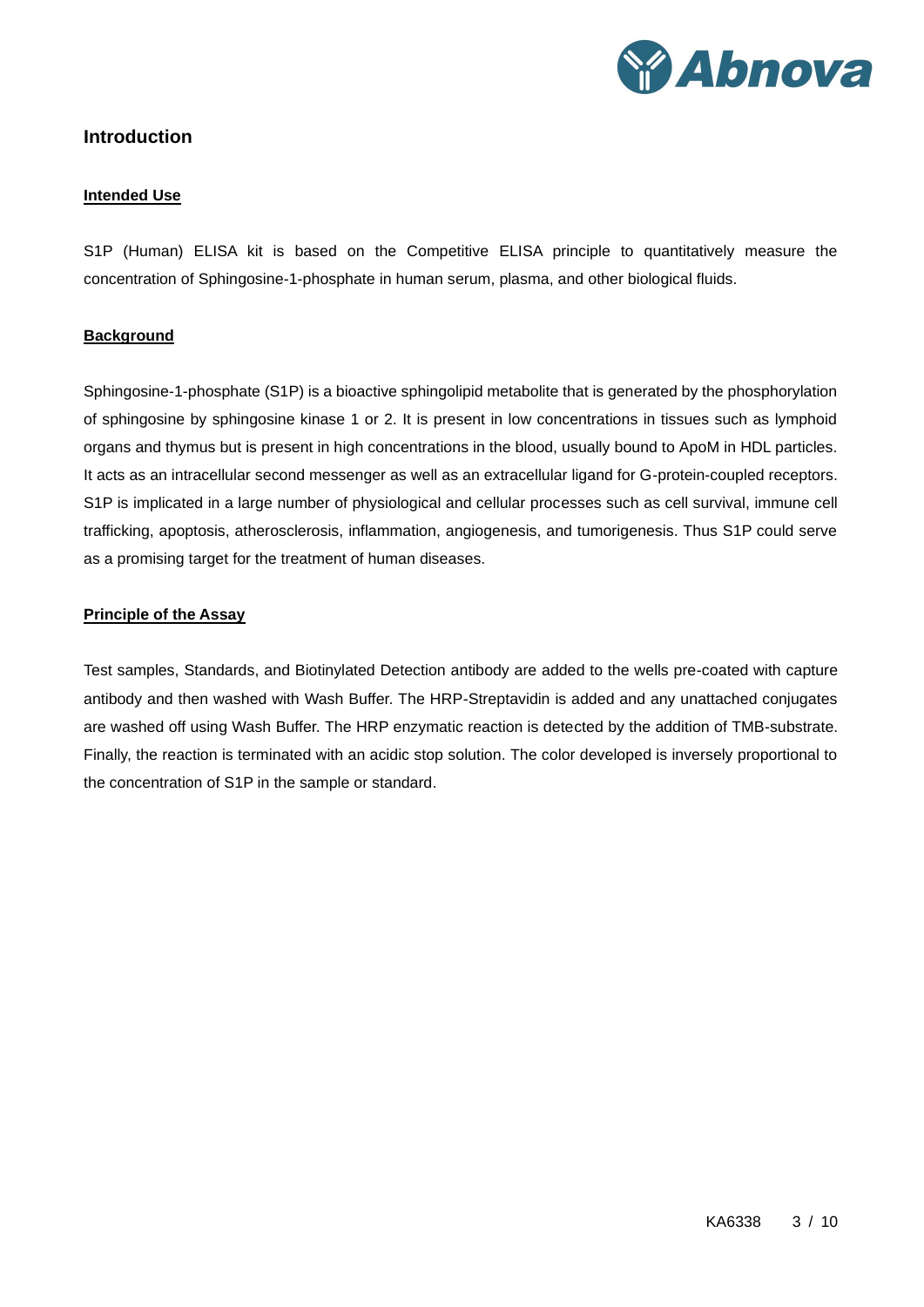## Introduction

### Intended Use

S1P (Human) ELISA kit is based on the Competitive ELISA principle to quantitatively measure the concentration of Sphingosine-1-phosphate in human serum, plasma, and other biological fluids.

### Background

Sphingosine-1-phosphate (S1P) is a bioactive sphingolipid metabolite that is generated by the phosphorylation of sphingosine by sphingosine kinase 1 or 2. It is present in low concentrations in tissues such as lymphoid organs and thymus but is present in high concentrations in the blood, usually bound to ApoM in HDL particles. It acts as an intracellular second messenger as well as an extracellular ligand for G-protein-coupled receptors. S1P is implicated in a large number of physiological and cellular processes such as cell survival, immune cell trafficking, apoptosis, atherosclerosis, inflammation, angiogenesis, and tumorigenesis. Thus S1P could serve as a promising target for the treatment of human diseases.

### Principle of the Assay

Test samples, Standards, and Biotinylated Detection antibody are added to the wells pre-coated with capture antibody and then washed with Wash Buffer. The HRP-Streptavidin is added and any unattached conjugates are washed off using Wash Buffer. The HRP enzymatic reaction is detected by the addition of TMB-substrate. Finally, the reaction is terminated with an acidic stop solution. The color developed is inversely proportional to the concentration of S1P in the sample or standard.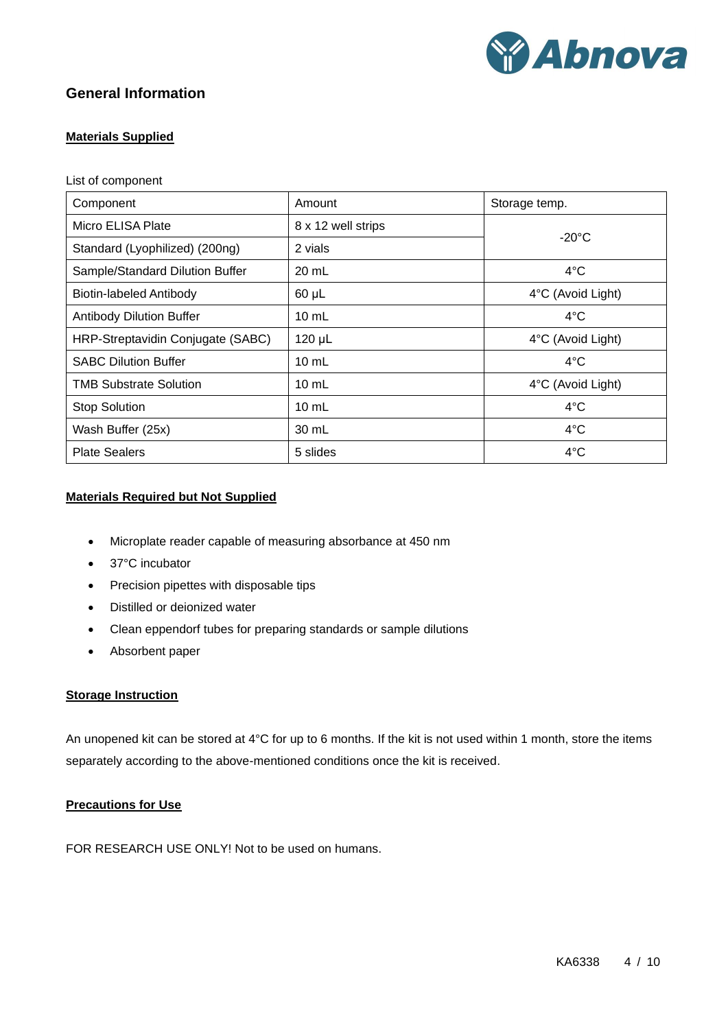## General Information

### Materials Supplied

List of component

| Component | Amount | Storage temp. |
| --- | --- | --- |
| Micro ELISA Plate | 8 x 12 well strips | -20°C |
| Standard (Lyophilized) (200ng) | 2 vials | |
| Sample/Standard Dilution Buffer | 20 mL | 4°C |
| Biotin-labeled Antibody | 60 μL | 4°C (Avoid Light) |
| Antibody Dilution Buffer | 10 mL | 4°C |
| HRP-Streptavidin Conjugate (SABC) | 120 μL | 4°C (Avoid Light) |
| SABC Dilution Buffer | 10 mL | 4°C |
| TMB Substrate Solution | 10 mL | 4°C (Avoid Light) |
| Stop Solution | 10 mL | 4°C |
| Wash Buffer (25x) | 30 mL | 4°C |
| Plate Sealers | 5 slides | 4°C |

### Materials Required but Not Supplied

- Microplate reader capable of measuring absorbance at 450 nm
- 37°C incubator
- Precision pipettes with disposable tips
- Distilled or deionized water
- Clean eppendorf tubes for preparing standards or sample dilutions
- Absorbent paper

### Storage Instruction

An unopened kit can be stored at 4°C for up to 6 months. If the kit is not used within 1 month, store the items separately according to the above-mentioned conditions once the kit is received.

### Precautions for Use

FOR RESEARCH USE ONLY! Not to be used on humans.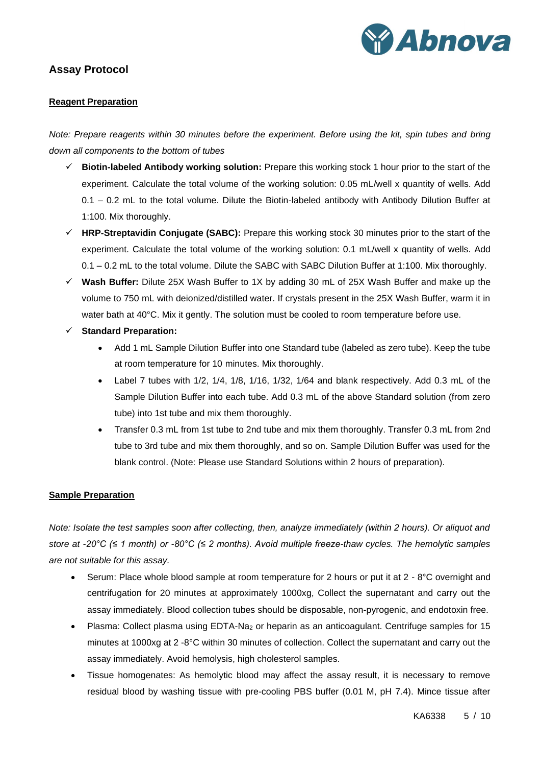## Assay Protocol

**Reagent Preparation**

*Note: Prepare reagents within 30 minutes before the experiment. Before using the kit, spin tubes and bring down all components to the bottom of tubes*

- ✓ **Biotin-labeled Antibody working solution:** Prepare this working stock 1 hour prior to the start of the experiment. Calculate the total volume of the working solution: 0.05 mL/well x quantity of wells. Add 0.1 – 0.2 mL to the total volume. Dilute the Biotin-labeled antibody with Antibody Dilution Buffer at 1:100. Mix thoroughly.
- ✓ **HRP-Streptavidin Conjugate (SABC):** Prepare this working stock 30 minutes prior to the start of the experiment. Calculate the total volume of the working solution: 0.1 mL/well x quantity of wells. Add 0.1 – 0.2 mL to the total volume. Dilute the SABC with SABC Dilution Buffer at 1:100. Mix thoroughly.
- ✓ **Wash Buffer:** Dilute 25X Wash Buffer to 1X by adding 30 mL of 25X Wash Buffer and make up the volume to 750 mL with deionized/distilled water. If crystals present in the 25X Wash Buffer, warm it in water bath at 40°C. Mix it gently. The solution must be cooled to room temperature before use.
- ✓ **Standard Preparation:**
  - Add 1 mL Sample Dilution Buffer into one Standard tube (labeled as zero tube). Keep the tube at room temperature for 10 minutes. Mix thoroughly.
  - Label 7 tubes with 1/2, 1/4, 1/8, 1/16, 1/32, 1/64 and blank respectively. Add 0.3 mL of the Sample Dilution Buffer into each tube. Add 0.3 mL of the above Standard solution (from zero tube) into 1st tube and mix them thoroughly.
  - Transfer 0.3 mL from 1st tube to 2nd tube and mix them thoroughly. Transfer 0.3 mL from 2nd tube to 3rd tube and mix them thoroughly, and so on. Sample Dilution Buffer was used for the blank control. (Note: Please use Standard Solutions within 2 hours of preparation).

**Sample Preparation**

*Note: Isolate the test samples soon after collecting, then, analyze immediately (within 2 hours). Or aliquot and store at -20°C (≤ 1 month) or -80°C (≤ 2 months). Avoid multiple freeze-thaw cycles. The hemolytic samples are not suitable for this assay.*

- Serum: Place whole blood sample at room temperature for 2 hours or put it at 2 - 8°C overnight and centrifugation for 20 minutes at approximately 1000xg, Collect the supernatant and carry out the assay immediately. Blood collection tubes should be disposable, non-pyrogenic, and endotoxin free.
- Plasma: Collect plasma using EDTA-$Na_2$ or heparin as an anticoagulant. Centrifuge samples for 15 minutes at 1000xg at 2 -8°C within 30 minutes of collection. Collect the supernatant and carry out the assay immediately. Avoid hemolysis, high cholesterol samples.
- Tissue homogenates: As hemolytic blood may affect the assay result, it is necessary to remove residual blood by washing tissue with pre-cooling PBS buffer (0.01 M, pH 7.4). Mince tissue after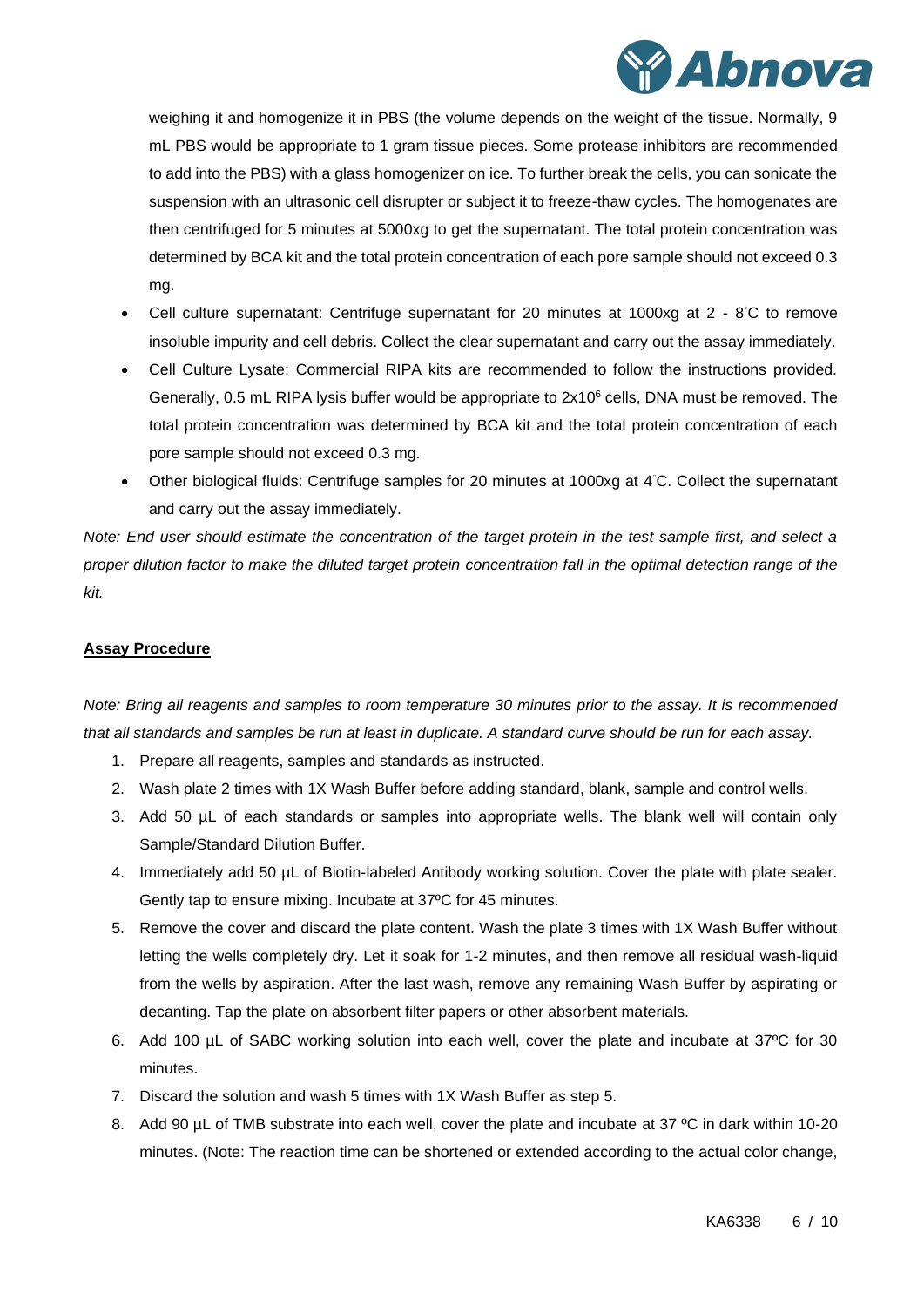weighing it and homogenize it in PBS (the volume depends on the weight of the tissue. Normally, 9 mL PBS would be appropriate to 1 gram tissue pieces. Some protease inhibitors are recommended to add into the PBS) with a glass homogenizer on ice. To further break the cells, you can sonicate the suspension with an ultrasonic cell disrupter or subject it to freeze-thaw cycles. The homogenates are then centrifuged for 5 minutes at 5000xg to get the supernatant. The total protein concentration was determined by BCA kit and the total protein concentration of each pore sample should not exceed 0.3 mg.

- Cell culture supernatant: Centrifuge supernatant for 20 minutes at 1000xg at 2 - 8°C to remove insoluble impurity and cell debris. Collect the clear supernatant and carry out the assay immediately.
- Cell Culture Lysate: Commercial RIPA kits are recommended to follow the instructions provided. Generally, 0.5 mL RIPA lysis buffer would be appropriate to $2x10^6$ cells, DNA must be removed. The total protein concentration was determined by BCA kit and the total protein concentration of each pore sample should not exceed 0.3 mg.
- Other biological fluids: Centrifuge samples for 20 minutes at 1000xg at 4°C. Collect the supernatant and carry out the assay immediately.

*Note: End user should estimate the concentration of the target protein in the test sample first, and select a proper dilution factor to make the diluted target protein concentration fall in the optimal detection range of the kit.*

## Assay Procedure

*Note: Bring all reagents and samples to room temperature 30 minutes prior to the assay. It is recommended that all standards and samples be run at least in duplicate. A standard curve should be run for each assay.*

1. Prepare all reagents, samples and standards as instructed.
2. Wash plate 2 times with 1X Wash Buffer before adding standard, blank, sample and control wells.
3. Add 50 µL of each standards or samples into appropriate wells. The blank well will contain only Sample/Standard Dilution Buffer.
4. Immediately add 50 µL of Biotin-labeled Antibody working solution. Cover the plate with plate sealer. Gently tap to ensure mixing. Incubate at 37ºC for 45 minutes.
5. Remove the cover and discard the plate content. Wash the plate 3 times with 1X Wash Buffer without letting the wells completely dry. Let it soak for 1-2 minutes, and then remove all residual wash-liquid from the wells by aspiration. After the last wash, remove any remaining Wash Buffer by aspirating or decanting. Tap the plate on absorbent filter papers or other absorbent materials.
6. Add 100 µL of SABC working solution into each well, cover the plate and incubate at 37ºC for 30 minutes.
7. Discard the solution and wash 5 times with 1X Wash Buffer as step 5.
8. Add 90 µL of TMB substrate into each well, cover the plate and incubate at 37 ºC in dark within 10-20 minutes. (Note: The reaction time can be shortened or extended according to the actual color change,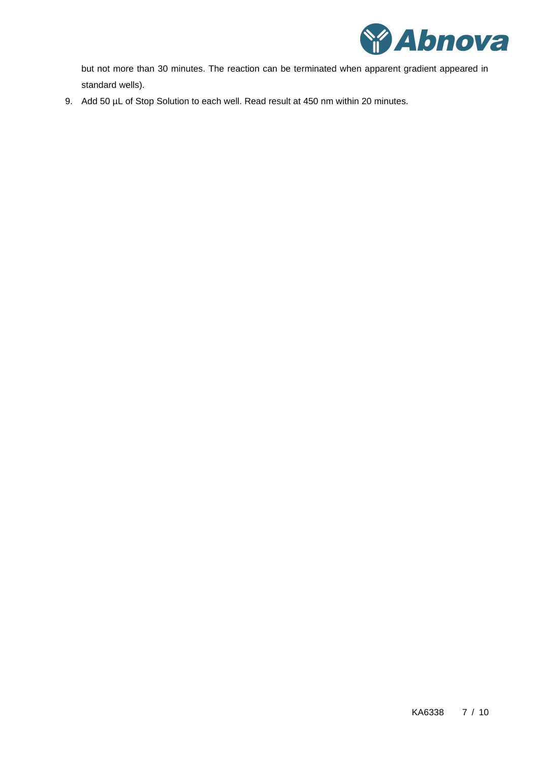but not more than 30 minutes. The reaction can be terminated when apparent gradient appeared in standard wells).

9. Add 50 µL of Stop Solution to each well. Read result at 450 nm within 20 minutes.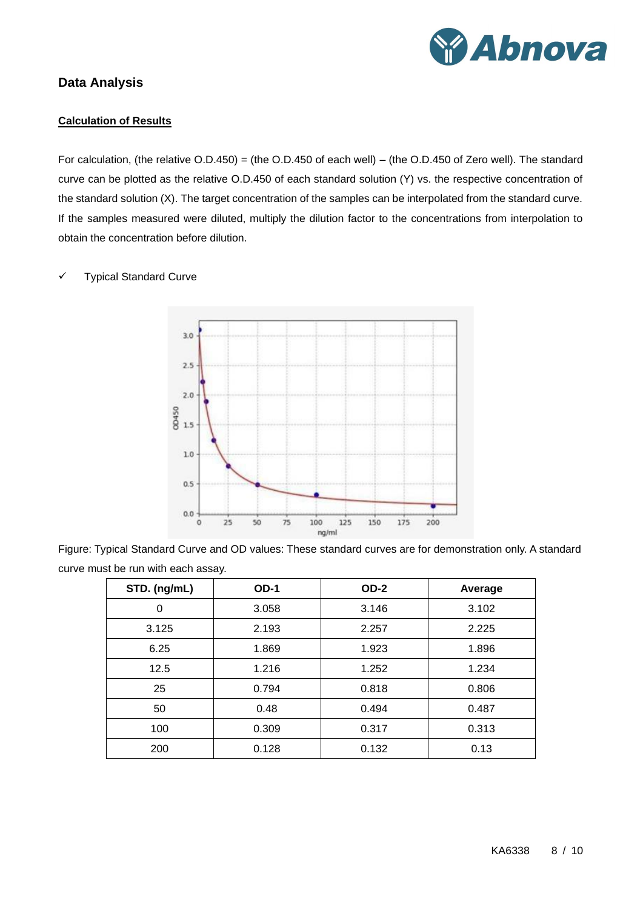## Data Analysis

### Calculation of Results

For calculation, (the relative O.D.450) = (the O.D.450 of each well) – (the O.D.450 of Zero well). The standard curve can be plotted as the relative O.D.450 of each standard solution (Y) vs. the respective concentration of the standard solution (X). The target concentration of the samples can be interpolated from the standard curve. If the samples measured were diluted, multiply the dilution factor to the concentrations from interpolation to obtain the concentration before dilution.

✓ Typical Standard Curve

Figure: Typical Standard Curve and OD values: These standard curves are for demonstration only. A standard curve must be run with each assay.

| STD. (ng/mL) | OD-1 | OD-2 | Average |
|---|---|---|---|
| 0 | 3.058 | 3.146 | 3.102 |
| 3.125 | 2.193 | 2.257 | 2.225 |
| 6.25 | 1.869 | 1.923 | 1.896 |
| 12.5 | 1.216 | 1.252 | 1.234 |
| 25 | 0.794 | 0.818 | 0.806 |
| 50 | 0.48 | 0.494 | 0.487 |
| 100 | 0.309 | 0.317 | 0.313 |
| 200 | 0.128 | 0.132 | 0.13 |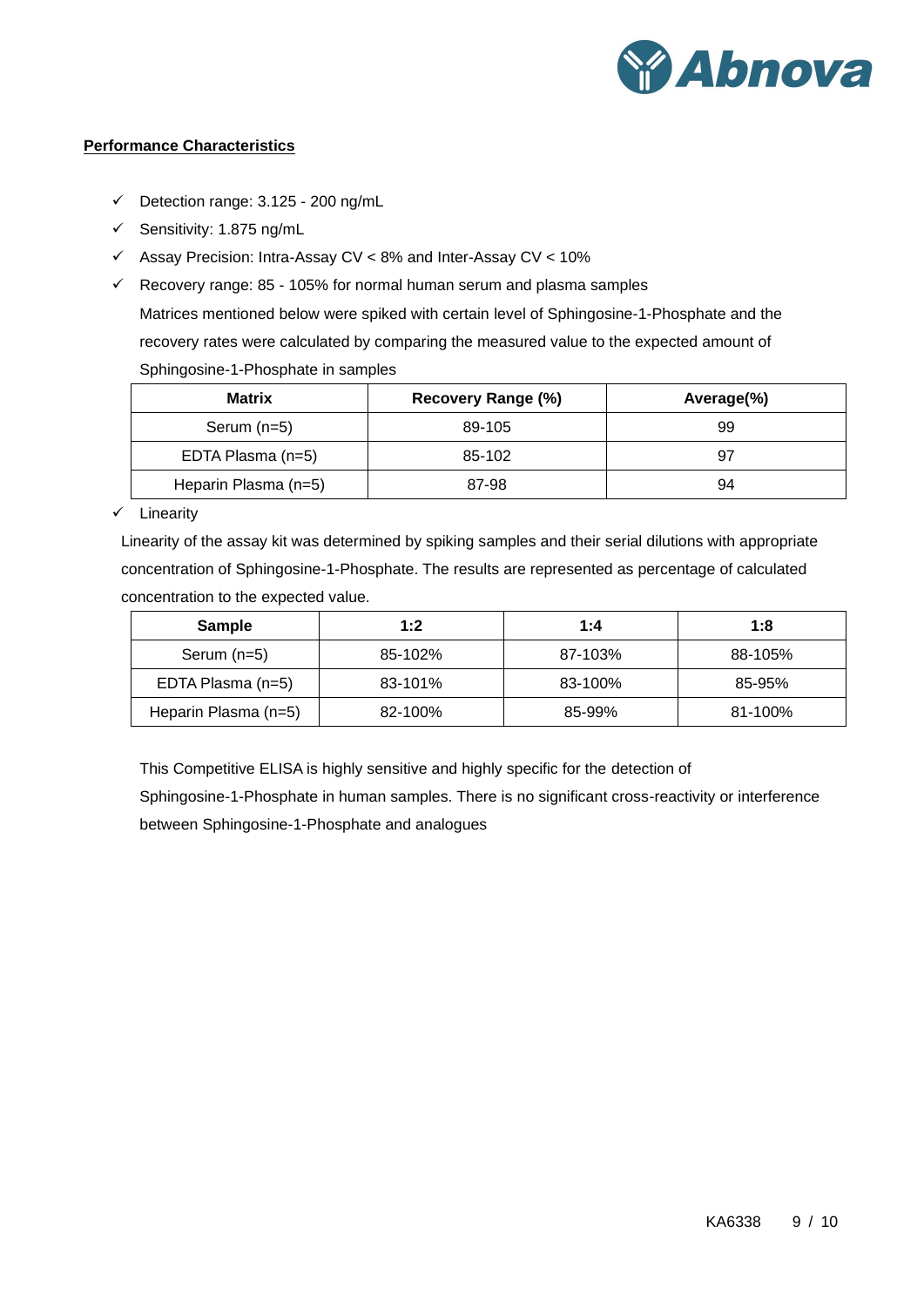**Performance Characteristics**

- ✓ Detection range: 3.125 - 200 ng/mL
- ✓ Sensitivity: 1.875 ng/mL
- ✓ Assay Precision: Intra-Assay CV < 8% and Inter-Assay CV < 10%
- ✓ Recovery range: 85 - 105% for normal human serum and plasma samples

  Matrices mentioned below were spiked with certain level of Sphingosine-1-Phosphate and the recovery rates were calculated by comparing the measured value to the expected amount of Sphingosine-1-Phosphate in samples

| Matrix | Recovery Range (%) | Average(%) |
|---|---|---|
| Serum (n=5) | 89-105 | 99 |
| EDTA Plasma (n=5) | 85-102 | 97 |
| Heparin Plasma (n=5) | 87-98 | 94 |

- ✓ Linearity

Linearity of the assay kit was determined by spiking samples and their serial dilutions with appropriate concentration of Sphingosine-1-Phosphate. The results are represented as percentage of calculated concentration to the expected value.

| Sample | 1:2 | 1:4 | 1:8 |
|---|---|---|---|
| Serum (n=5) | 85-102% | 87-103% | 88-105% |
| EDTA Plasma (n=5) | 83-101% | 83-100% | 85-95% |
| Heparin Plasma (n=5) | 82-100% | 85-99% | 81-100% |

This Competitive ELISA is highly sensitive and highly specific for the detection of Sphingosine-1-Phosphate in human samples. There is no significant cross-reactivity or interference between Sphingosine-1-Phosphate and analogues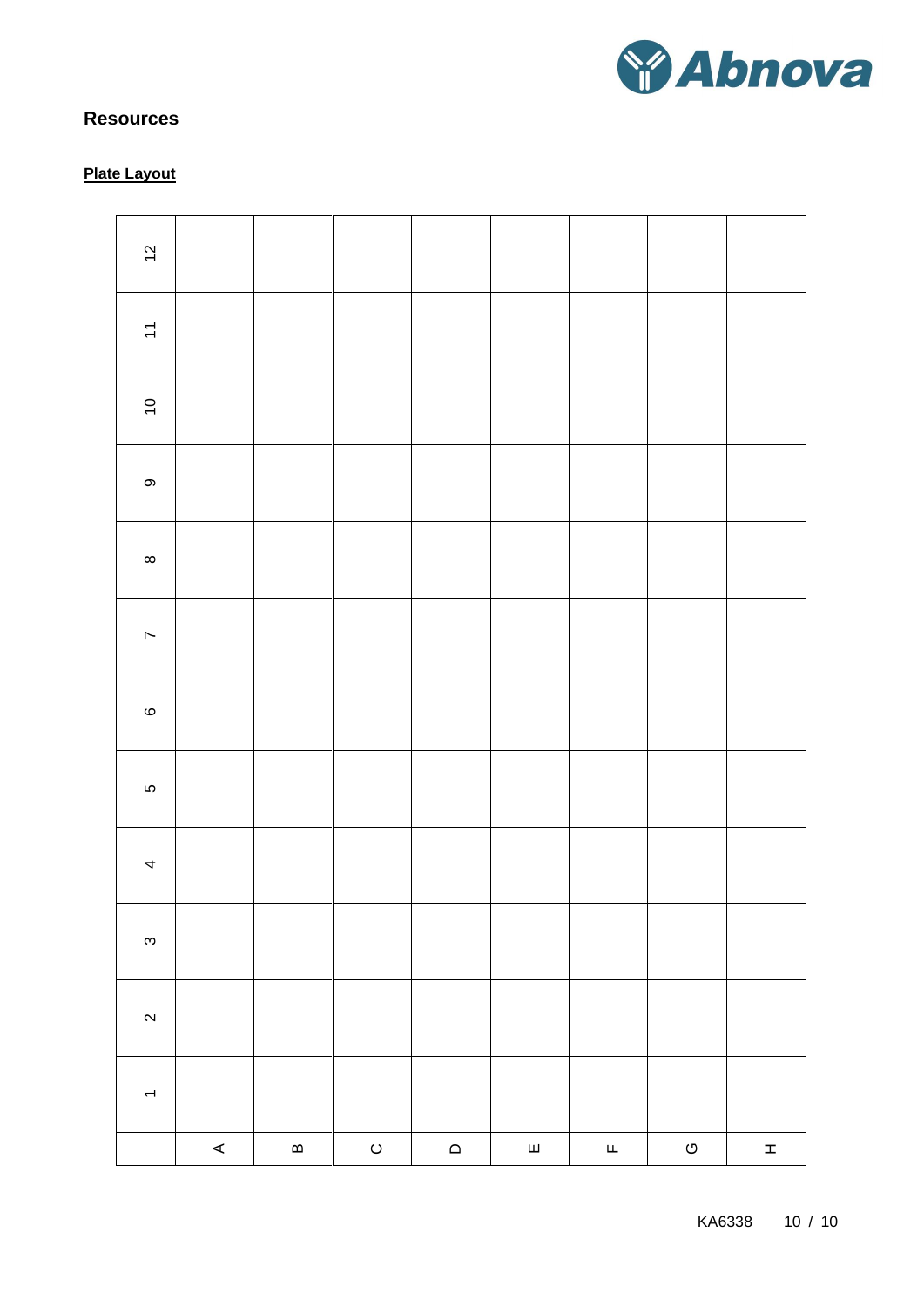## Resources

### Plate Layout

| | 1 | 2 | 3 | 4 | 5 | 6 | 7 | 8 | 9 | 10 | 11 | 12 |
|---|---|---|---|---|---|---|---|---|---|---|---|---|
| A | | | | | | | | | | | | |
| B | | | | | | | | | | | | |
| C | | | | | | | | | | | | |
| D | | | | | | | | | | | | |
| E | | | | | | | | | | | | |
| F | | | | | | | | | | | | |
| G | | | | | | | | | | | | |
| H | | | | | | | | | | | | |